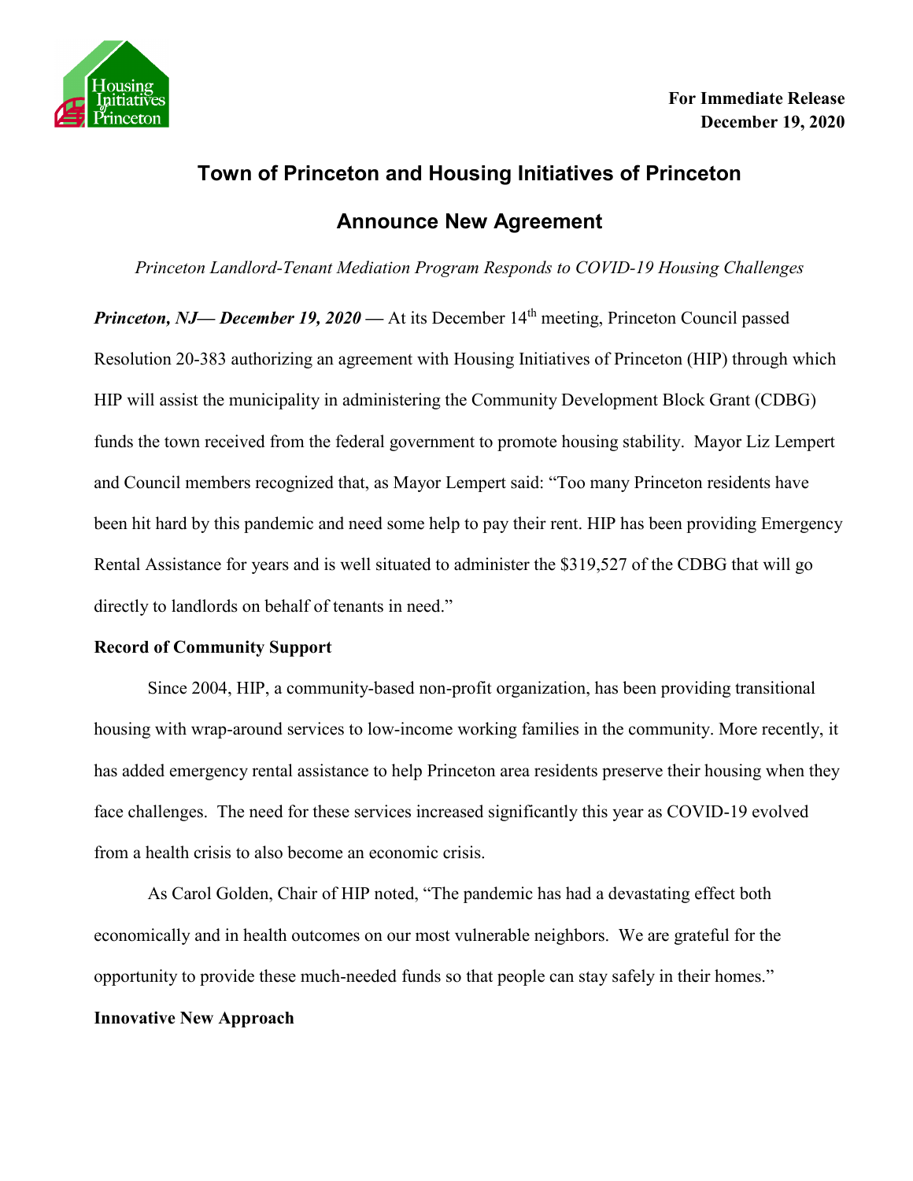**For Immediate Release**
**December 19, 2020**

# Town of Princeton and Housing Initiatives of Princeton Announce New Agreement

*Princeton Landlord-Tenant Mediation Program Responds to COVID-19 Housing Challenges*

***Princeton, NJ— December 19, 2020 —*** At its December 14th meeting, Princeton Council passed Resolution 20-383 authorizing an agreement with Housing Initiatives of Princeton (HIP) through which HIP will assist the municipality in administering the Community Development Block Grant (CDBG) funds the town received from the federal government to promote housing stability. Mayor Liz Lempert and Council members recognized that, as Mayor Lempert said: "Too many Princeton residents have been hit hard by this pandemic and need some help to pay their rent. HIP has been providing Emergency Rental Assistance for years and is well situated to administer the $319,527 of the CDBG that will go directly to landlords on behalf of tenants in need."

**Record of Community Support**

Since 2004, HIP, a community-based non-profit organization, has been providing transitional housing with wrap-around services to low-income working families in the community. More recently, it has added emergency rental assistance to help Princeton area residents preserve their housing when they face challenges. The need for these services increased significantly this year as COVID-19 evolved from a health crisis to also become an economic crisis.

As Carol Golden, Chair of HIP noted, "The pandemic has had a devastating effect both economically and in health outcomes on our most vulnerable neighbors. We are grateful for the opportunity to provide these much-needed funds so that people can stay safely in their homes."

**Innovative New Approach**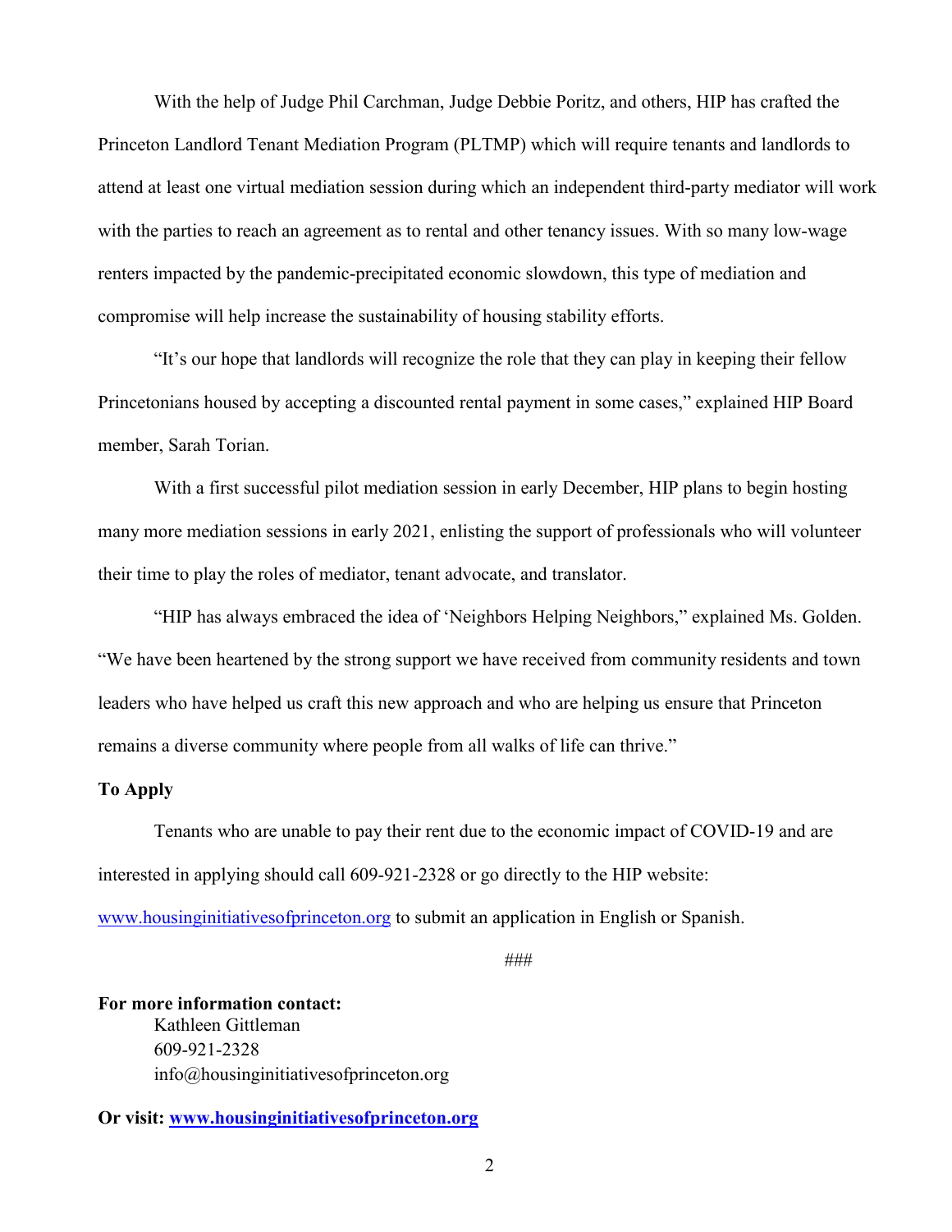With the help of Judge Phil Carchman, Judge Debbie Poritz, and others, HIP has crafted the Princeton Landlord Tenant Mediation Program (PLTMP) which will require tenants and landlords to attend at least one virtual mediation session during which an independent third-party mediator will work with the parties to reach an agreement as to rental and other tenancy issues. With so many low-wage renters impacted by the pandemic-precipitated economic slowdown, this type of mediation and compromise will help increase the sustainability of housing stability efforts.

"It's our hope that landlords will recognize the role that they can play in keeping their fellow Princetonians housed by accepting a discounted rental payment in some cases," explained HIP Board member, Sarah Torian.

With a first successful pilot mediation session in early December, HIP plans to begin hosting many more mediation sessions in early 2021, enlisting the support of professionals who will volunteer their time to play the roles of mediator, tenant advocate, and translator.

"HIP has always embraced the idea of 'Neighbors Helping Neighbors," explained Ms. Golden. "We have been heartened by the strong support we have received from community residents and town leaders who have helped us craft this new approach and who are helping us ensure that Princeton remains a diverse community where people from all walks of life can thrive."

**To Apply**

Tenants who are unable to pay their rent due to the economic impact of COVID-19 and are interested in applying should call 609-921-2328 or go directly to the HIP website: www.housinginitiativesofprinceton.org to submit an application in English or Spanish.

###

**For more information contact:**

Kathleen Gittleman
609-921-2328
info@housinginitiativesofprinceton.org

**Or visit: www.housinginitiativesofprinceton.org**